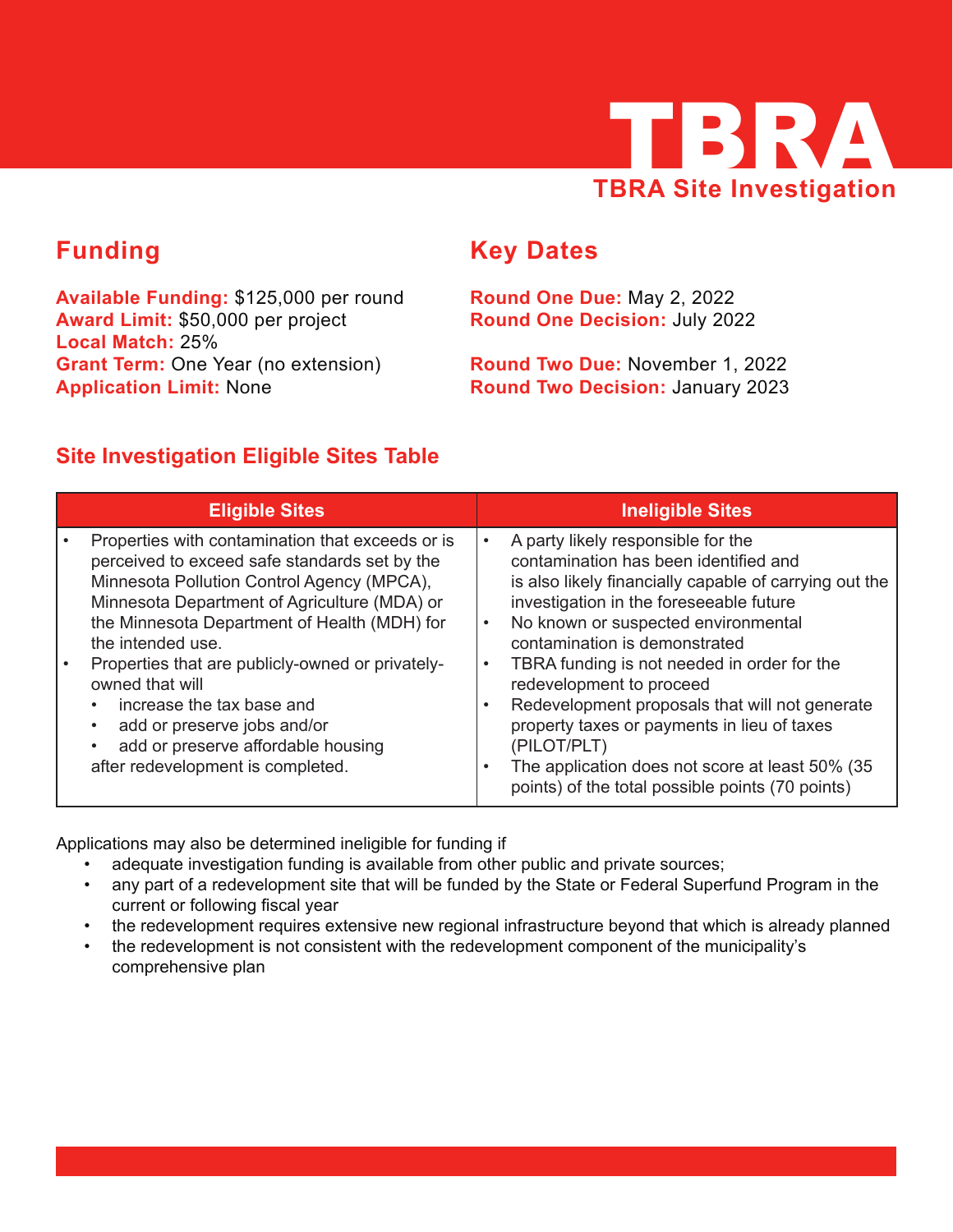# TBRA

## TBRA Site Investigation

## Funding

**Available Funding:** $125,000 per round
**Award Limit:** $50,000 per project
**Local Match:** 25%
**Grant Term:** One Year (no extension)
**Application Limit:** None

## Key Dates

**Round One Due:** May 2, 2022
**Round One Decision:** July 2022

**Round Two Due:** November 1, 2022
**Round Two Decision:** January 2023

### Site Investigation Eligible Sites Table

| Eligible Sites | Ineligible Sites |
|---|---|
| • Properties with contamination that exceeds or is perceived to exceed safe standards set by the Minnesota Pollution Control Agency (MPCA), Minnesota Department of Agriculture (MDA) or the Minnesota Department of Health (MDH) for the intended use.<br>• Properties that are publicly-owned or privately-owned that will<br>&nbsp;&nbsp;• increase the tax base and<br>&nbsp;&nbsp;• add or preserve jobs and/or<br>&nbsp;&nbsp;• add or preserve affordable housing<br>after redevelopment is completed. | • A party likely responsible for the contamination has been identified and is also likely financially capable of carrying out the investigation in the foreseeable future<br>• No known or suspected environmental contamination is demonstrated<br>• TBRA funding is not needed in order for the redevelopment to proceed<br>• Redevelopment proposals that will not generate property taxes or payments in lieu of taxes (PILOT/PLT)<br>• The application does not score at least 50% (35 points) of the total possible points (70 points) |

Applications may also be determined ineligible for funding if

- adequate investigation funding is available from other public and private sources;
- any part of a redevelopment site that will be funded by the State or Federal Superfund Program in the current or following fiscal year
- the redevelopment requires extensive new regional infrastructure beyond that which is already planned
- the redevelopment is not consistent with the redevelopment component of the municipality's comprehensive plan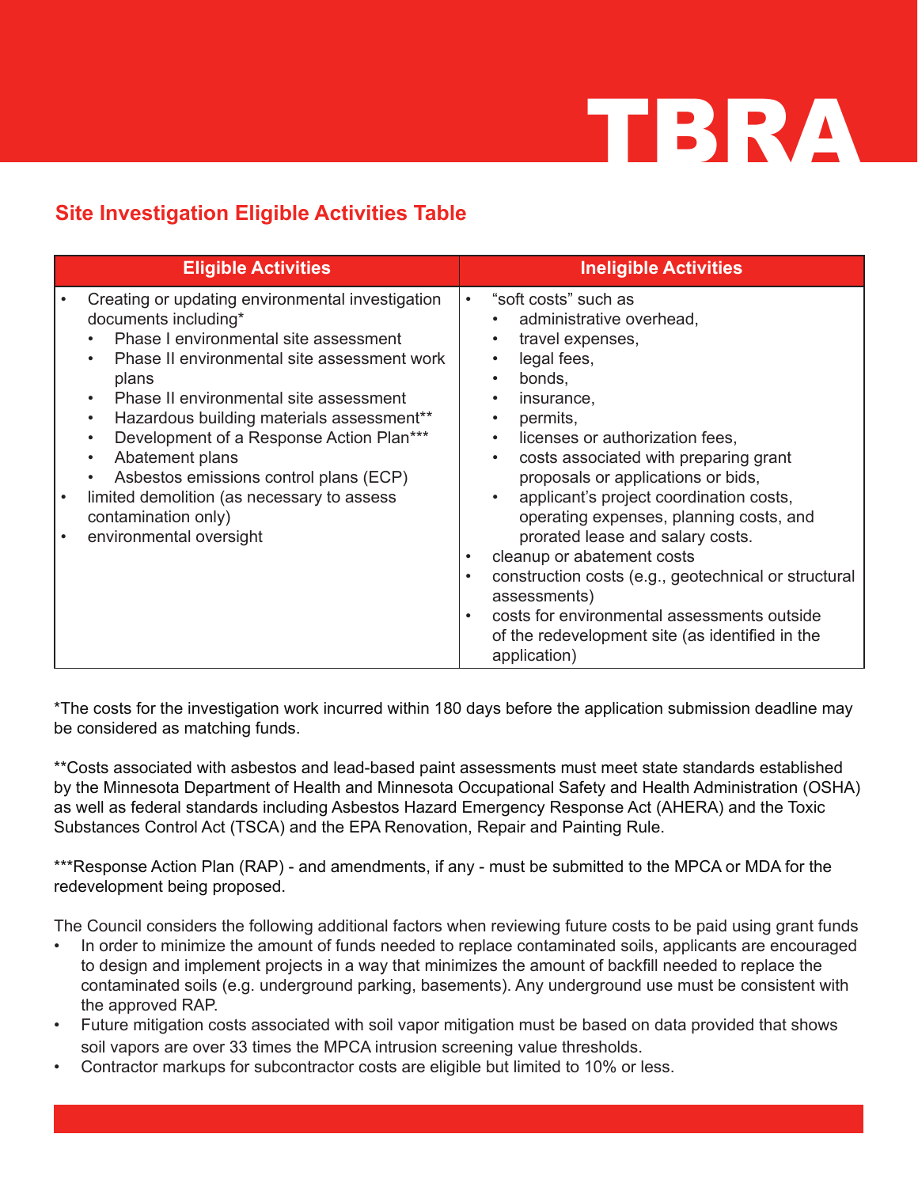# TBRA

## Site Investigation Eligible Activities Table

| Eligible Activities | Ineligible Activities |
|---|---|
| • Creating or updating environmental investigation documents including*<br>  ◦ Phase I environmental site assessment<br>  ◦ Phase II environmental site assessment work plans<br>  ◦ Phase II environmental site assessment<br>  ◦ Hazardous building materials assessment**<br>  ◦ Development of a Response Action Plan***<br>  ◦ Abatement plans<br>  ◦ Asbestos emissions control plans (ECP)<br>• limited demolition (as necessary to assess contamination only)<br>• environmental oversight | • "soft costs" such as<br>  ◦ administrative overhead,<br>  ◦ travel expenses,<br>  ◦ legal fees,<br>  ◦ bonds,<br>  ◦ insurance,<br>  ◦ permits,<br>  ◦ licenses or authorization fees,<br>  ◦ costs associated with preparing grant proposals or applications or bids,<br>  ◦ applicant's project coordination costs, operating expenses, planning costs, and prorated lease and salary costs.<br>• cleanup or abatement costs<br>• construction costs (e.g., geotechnical or structural assessments)<br>• costs for environmental assessments outside of the redevelopment site (as identified in the application) |

*The costs for the investigation work incurred within 180 days before the application submission deadline may be considered as matching funds.

**Costs associated with asbestos and lead-based paint assessments must meet state standards established by the Minnesota Department of Health and Minnesota Occupational Safety and Health Administration (OSHA) as well as federal standards including Asbestos Hazard Emergency Response Act (AHERA) and the Toxic Substances Control Act (TSCA) and the EPA Renovation, Repair and Painting Rule.

***Response Action Plan (RAP) - and amendments, if any - must be submitted to the MPCA or MDA for the redevelopment being proposed.

The Council considers the following additional factors when reviewing future costs to be paid using grant funds

- In order to minimize the amount of funds needed to replace contaminated soils, applicants are encouraged to design and implement projects in a way that minimizes the amount of backfill needed to replace the contaminated soils (e.g. underground parking, basements). Any underground use must be consistent with the approved RAP.
- Future mitigation costs associated with soil vapor mitigation must be based on data provided that shows soil vapors are over 33 times the MPCA intrusion screening value thresholds.
- Contractor markups for subcontractor costs are eligible but limited to 10% or less.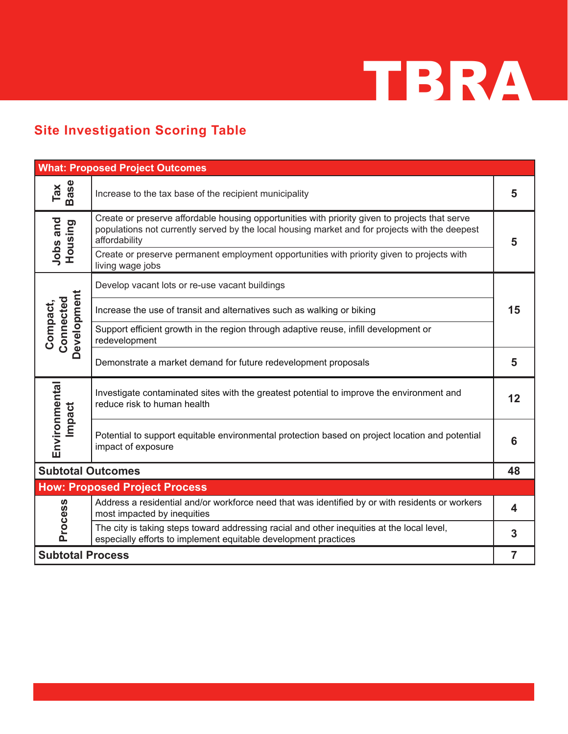## Site Investigation Scoring Table

| What: Proposed Project Outcomes | | |
|---|---|---|
| Tax Base | Increase to the tax base of the recipient municipality | 5 |
| Jobs and Housing | Create or preserve affordable housing opportunities with priority given to projects that serve populations not currently served by the local housing market and for projects with the deepest affordability | 5 |
| | Create or preserve permanent employment opportunities with priority given to projects with living wage jobs | |
| Compact, Connected Development | Develop vacant lots or re-use vacant buildings | 15 |
| | Increase the use of transit and alternatives such as walking or biking | |
| | Support efficient growth in the region through adaptive reuse, infill development or redevelopment | |
| | Demonstrate a market demand for future redevelopment proposals | 5 |
| Environmental Impact | Investigate contaminated sites with the greatest potential to improve the environment and reduce risk to human health | 12 |
| | Potential to support equitable environmental protection based on project location and potential impact of exposure | 6 |
| **Subtotal Outcomes** | | **48** |
| **How: Proposed Project Process** | | |
| Process | Address a residential and/or workforce need that was identified by or with residents or workers most impacted by inequities | 4 |
| | The city is taking steps toward addressing racial and other inequities at the local level, especially efforts to implement equitable development practices | 3 |
| **Subtotal Process** | | **7** |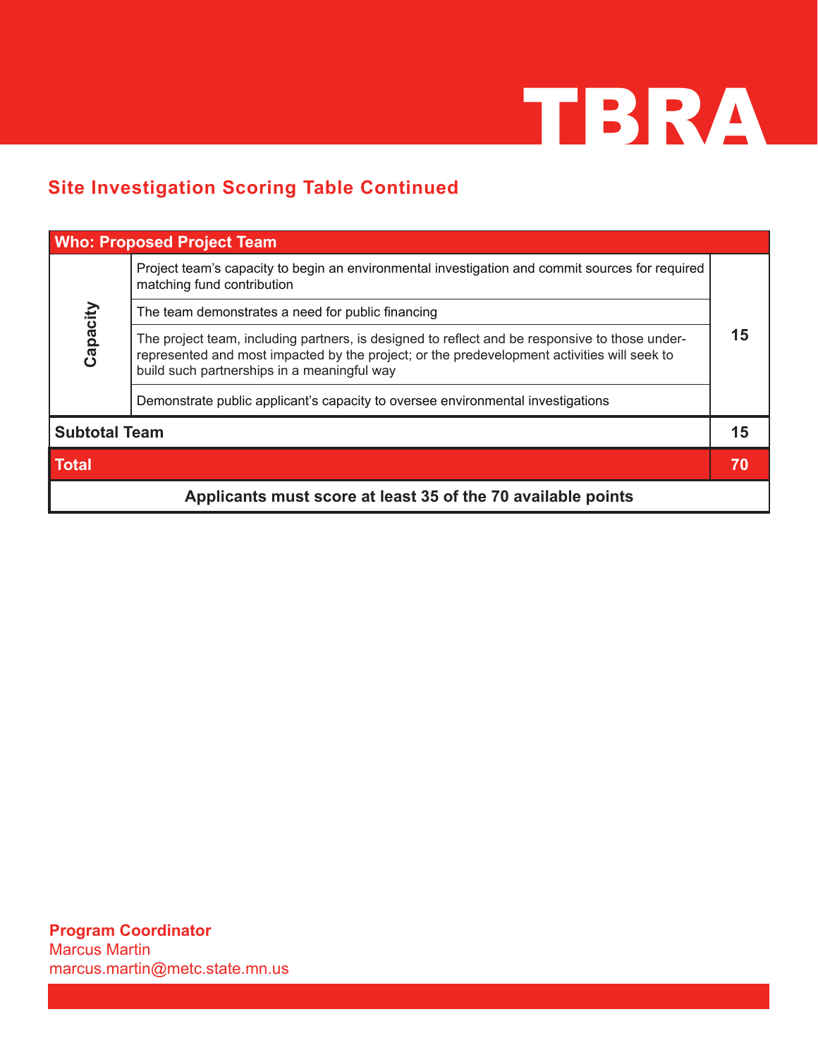## Site Investigation Scoring Table Continued

| Who: Proposed Project Team | | |
|---|---|---|
| Capacity | Project team's capacity to begin an environmental investigation and commit sources for required matching fund contribution | 15 |
| | The team demonstrates a need for public financing | |
| | The project team, including partners, is designed to reflect and be responsive to those under-represented and most impacted by the project; or the predevelopment activities will seek to build such partnerships in a meaningful way | |
| | Demonstrate public applicant's capacity to oversee environmental investigations | |
| **Subtotal Team** | | **15** |
| **Total** | | **70** |
| **Applicants must score at least 35 of the 70 available points** | | |

**Program Coordinator**
Marcus Martin
marcus.martin@metc.state.mn.us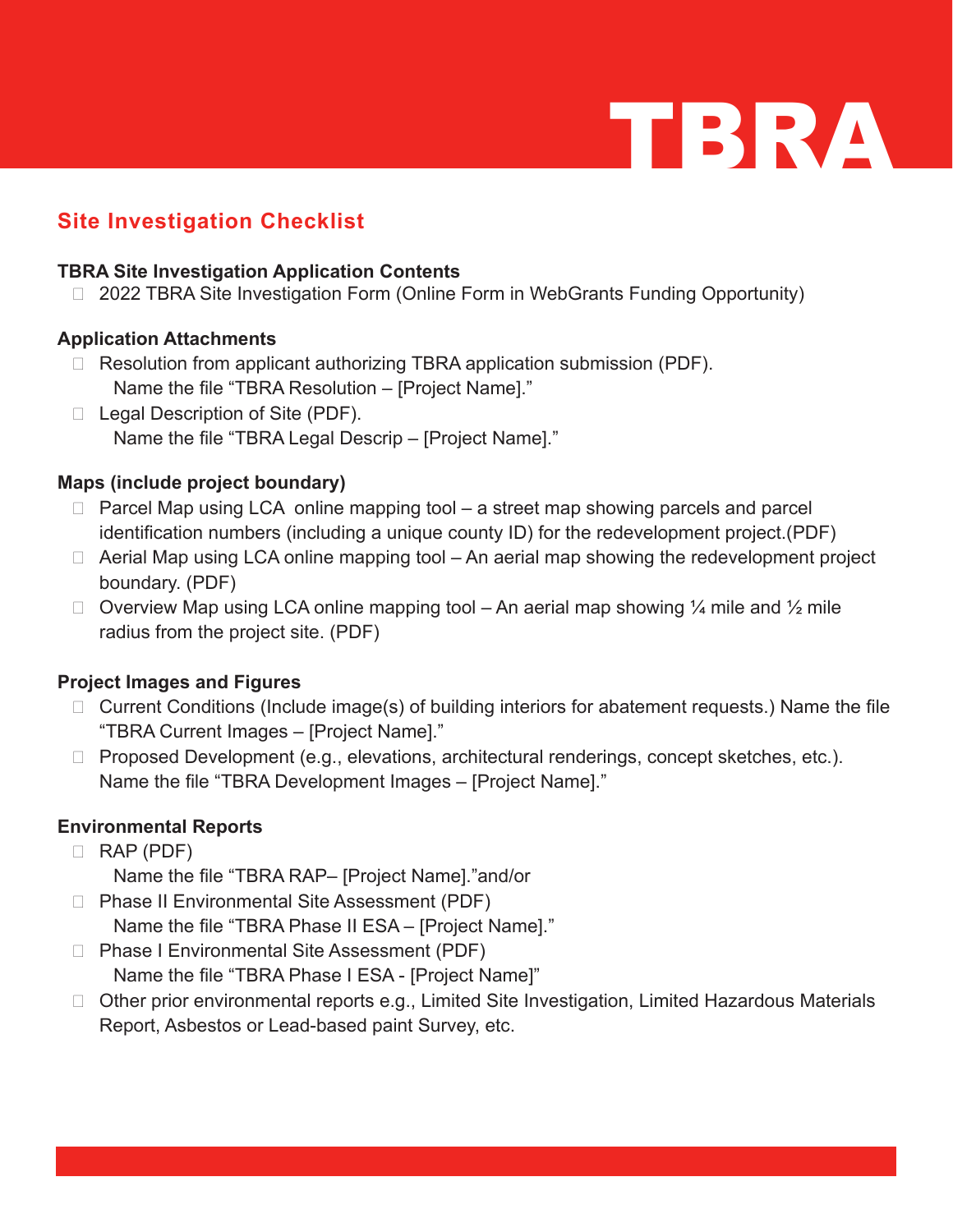# TBRA

## Site Investigation Checklist

**TBRA Site Investigation Application Contents**

- ☐ 2022 TBRA Site Investigation Form (Online Form in WebGrants Funding Opportunity)

**Application Attachments**

- ☐ Resolution from applicant authorizing TBRA application submission (PDF).
  Name the file "TBRA Resolution – [Project Name]."
- ☐ Legal Description of Site (PDF).
  Name the file "TBRA Legal Descrip – [Project Name]."

**Maps (include project boundary)**

- ☐ Parcel Map using LCA online mapping tool – a street map showing parcels and parcel identification numbers (including a unique county ID) for the redevelopment project.(PDF)
- ☐ Aerial Map using LCA online mapping tool – An aerial map showing the redevelopment project boundary. (PDF)
- ☐ Overview Map using LCA online mapping tool – An aerial map showing ¼ mile and ½ mile radius from the project site. (PDF)

**Project Images and Figures**

- ☐ Current Conditions (Include image(s) of building interiors for abatement requests.) Name the file "TBRA Current Images – [Project Name]."
- ☐ Proposed Development (e.g., elevations, architectural renderings, concept sketches, etc.). Name the file "TBRA Development Images – [Project Name]."

**Environmental Reports**

- ☐ RAP (PDF)
  Name the file "TBRA RAP– [Project Name]."and/or
- ☐ Phase II Environmental Site Assessment (PDF)
  Name the file "TBRA Phase II ESA – [Project Name]."
- ☐ Phase I Environmental Site Assessment (PDF)
  Name the file "TBRA Phase I ESA - [Project Name]"
- ☐ Other prior environmental reports e.g., Limited Site Investigation, Limited Hazardous Materials Report, Asbestos or Lead-based paint Survey, etc.